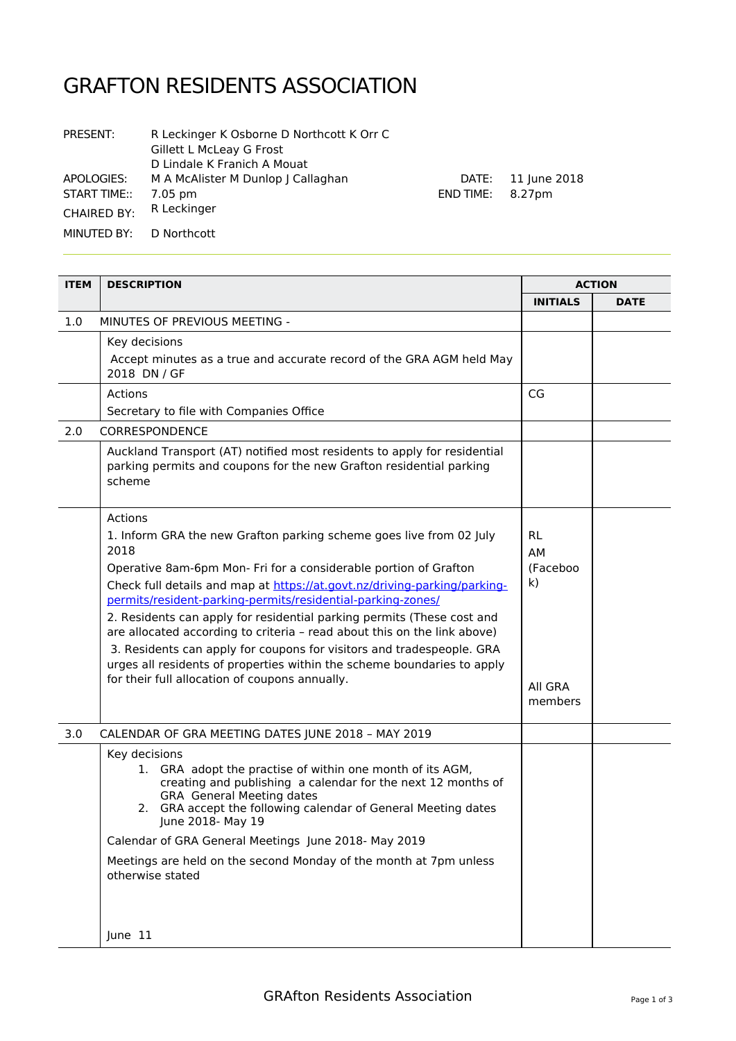# GRAFTON RESIDENTS ASSOCIATION

PRESENT: R Leckinger K Osborne D Northcott K Orr C Gillett L McLeay G Frost D Lindale K Franich A Mouat

APOLOGIES: M A McAlister M Dunlop J Callaghan

DATE: 11 June 2018

START TIME:: 7.05 pm

END TIME: 8.27pm

CHAIRED BY: R Leckinger

MINUTED BY: D Northcott

| ITEM | DESCRIPTION | ACTION | |
|---|---|---|---|
| | | **INITIALS** | **DATE** |
| 1.0 | MINUTES OF PREVIOUS MEETING - | | |
| | Key decisions<br>Accept minutes as a true and accurate record of the GRA AGM held May 2018 DN / GF | | |
| | Actions<br>Secretary to file with Companies Office | CG | |
| 2.0 | CORRESPONDENCE | | |
| | Auckland Transport (AT) notified most residents to apply for residential parking permits and coupons for the new Grafton residential parking scheme | | |
| | Actions<br>1. Inform GRA the new Grafton parking scheme goes live from 02 July 2018<br>Operative 8am-6pm Mon- Fri for a considerable portion of Grafton<br>Check full details and map at [https://at.govt.nz/driving-parking/parking-permits/resident-parking-permits/residential-parking-zones/](https://at.govt.nz/driving-parking/parking-permits/resident-parking-permits/residential-parking-zones/)<br>2. Residents can apply for residential parking permits (These cost and are allocated according to criteria – read about this on the link above)<br>3. Residents can apply for coupons for visitors and tradespeople. GRA urges all residents of properties within the scheme boundaries to apply for their full allocation of coupons annually. | RL<br>AM<br>(Facebook)<br><br>All GRA members | |
| 3.0 | CALENDAR OF GRA MEETING DATES JUNE 2018 – MAY 2019 | | |
| | Key decisions<br>1. GRA adopt the practise of within one month of its AGM, creating and publishing a calendar for the next 12 months of GRA General Meeting dates<br>2. GRA accept the following calendar of General Meeting dates June 2018- May 19<br><br>Calendar of GRA General Meetings June 2018- May 2019<br><br>Meetings are held on the second Monday of the month at 7pm unless otherwise stated<br><br>June 11 | | |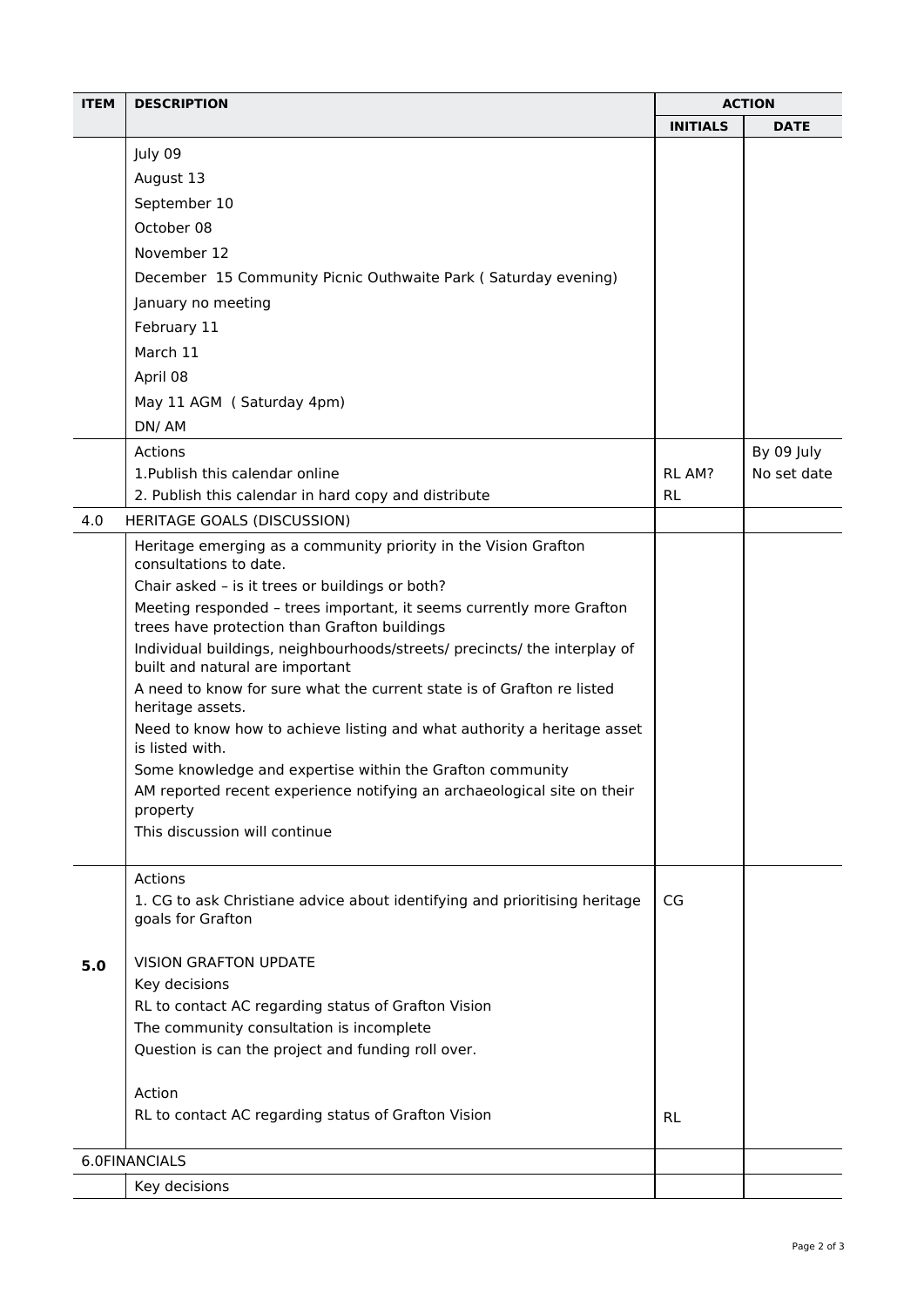| ITEM | DESCRIPTION | ACTION | |
|---|---|---|---|
| | | INITIALS | DATE |
| | July 09<br>August 13<br>September 10<br>October 08<br>November 12<br>December 15 Community Picnic Outhwaite Park ( Saturday evening)<br>January no meeting<br>February 11<br>March 11<br>April 08<br>May 11 AGM ( Saturday 4pm)<br>DN/ AM | | |
| | Actions<br>1.Publish this calendar online<br>2. Publish this calendar in hard copy and distribute | <br>RL AM?<br>RL | By 09 July<br>No set date |
| 4.0 | HERITAGE GOALS (DISCUSSION) | | |
| | Heritage emerging as a community priority in the Vision Grafton consultations to date.<br>Chair asked – is it trees or buildings or both?<br>Meeting responded – trees important, it seems currently more Grafton trees have protection than Grafton buildings<br>Individual buildings, neighbourhoods/streets/ precincts/ the interplay of built and natural are important<br>A need to know for sure what the current state is of Grafton re listed heritage assets.<br>Need to know how to achieve listing and what authority a heritage asset is listed with.<br>Some knowledge and expertise within the Grafton community<br>AM reported recent experience notifying an archaeological site on their property<br>This discussion will continue | | |
| | Actions<br>1. CG to ask Christiane advice about identifying and prioritising heritage goals for Grafton | <br>CG | |
| **5.0** | VISION GRAFTON UPDATE<br>Key decisions<br>RL to contact AC regarding status of Grafton Vision<br>The community consultation is incomplete<br>Question is can the project and funding roll over.<br><br>Action<br>RL to contact AC regarding status of Grafton Vision | <br><br><br><br><br><br><br>RL | |
| 6.0 | FINANCIALS | | |
| | Key decisions | | |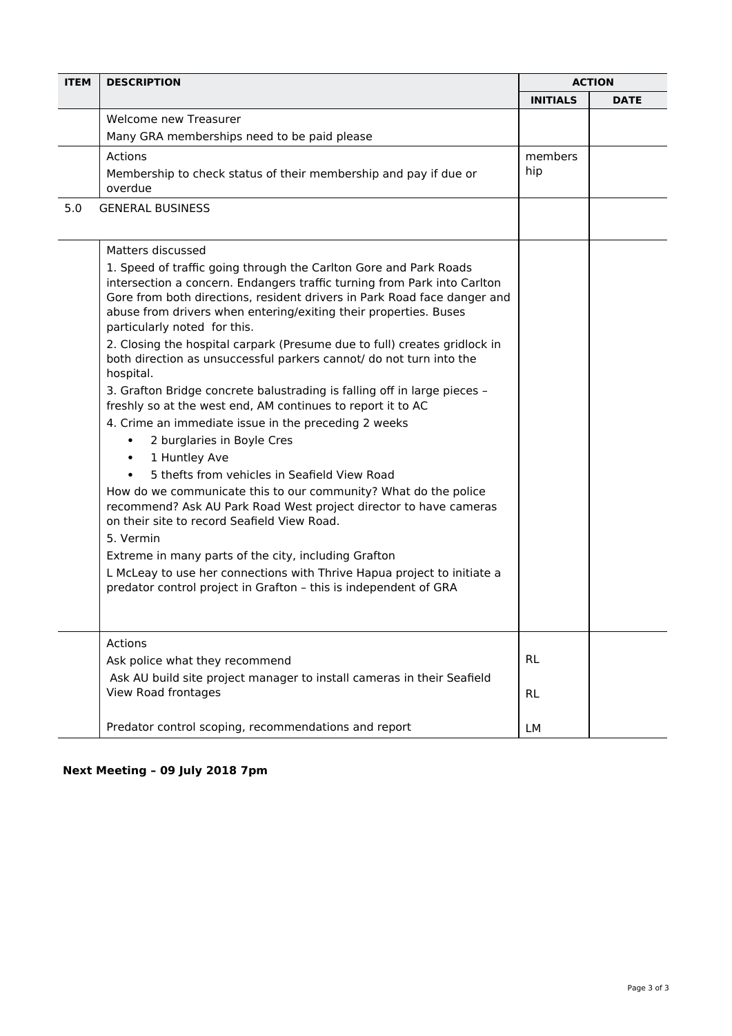| ITEM | DESCRIPTION | ACTION | |
|---|---|---|---|
| | | INITIALS | DATE |
| | Welcome new Treasurer<br>Many GRA memberships need to be paid please | | |
| | Actions<br>Membership to check status of their membership and pay if due or overdue | members hip | |
| 5.0 | GENERAL BUSINESS | | |
| | Matters discussed<br>1. Speed of traffic going through the Carlton Gore and Park Roads intersection a concern. Endangers traffic turning from Park into Carlton Gore from both directions, resident drivers in Park Road face danger and abuse from drivers when entering/exiting their properties. Buses particularly noted for this.<br>2. Closing the hospital carpark (Presume due to full) creates gridlock in both direction as unsuccessful parkers cannot/ do not turn into the hospital.<br>3. Grafton Bridge concrete balustrading is falling off in large pieces – freshly so at the west end, AM continues to report it to AC<br>4. Crime an immediate issue in the preceding 2 weeks<br>• 2 burglaries in Boyle Cres<br>• 1 Huntley Ave<br>• 5 thefts from vehicles in Seafield View Road<br>How do we communicate this to our community? What do the police recommend? Ask AU Park Road West project director to have cameras on their site to record Seafield View Road.<br>5. Vermin<br>Extreme in many parts of the city, including Grafton<br>L McLeay to use her connections with Thrive Hapua project to initiate a predator control project in Grafton – this is independent of GRA | | |
| | Actions<br>Ask police what they recommend<br>Ask AU build site project manager to install cameras in their Seafield View Road frontages<br><br>Predator control scoping, recommendations and report | <br>RL<br><br>RL<br><br>LM | |

**Next Meeting – 09 July 2018 7pm**